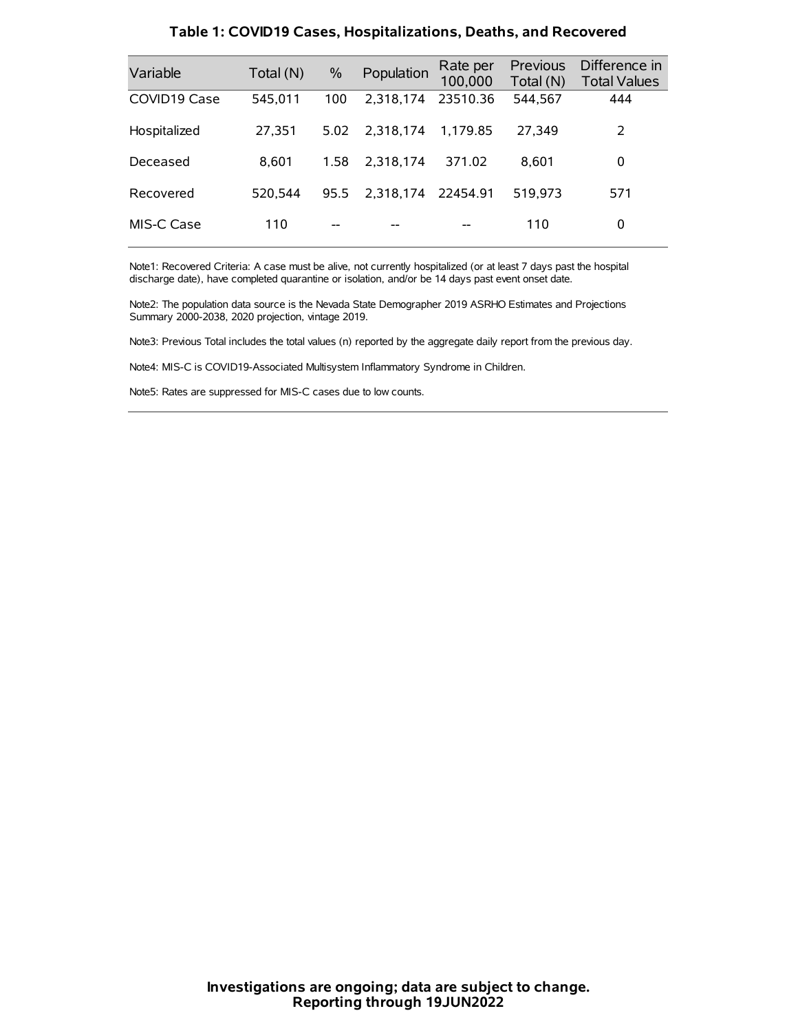## Table 1: COVID19 Cases, Hospitalizations, Deaths, and Recovered

| Variable | Total (N) | % | Population | Rate per 100,000 | Previous Total (N) | Difference in Total Values |
|---|---|---|---|---|---|---|
| COVID19 Case | 545,011 | 100 | 2,318,174 | 23510.36 | 544,567 | 444 |
| Hospitalized | 27,351 | 5.02 | 2,318,174 | 1,179.85 | 27,349 | 2 |
| Deceased | 8,601 | 1.58 | 2,318,174 | 371.02 | 8,601 | 0 |
| Recovered | 520,544 | 95.5 | 2,318,174 | 22454.91 | 519,973 | 571 |
| MIS-C Case | 110 | -- | -- | -- | 110 | 0 |

Note1: Recovered Criteria: A case must be alive, not currently hospitalized (or at least 7 days past the hospital discharge date), have completed quarantine or isolation, and/or be 14 days past event onset date.

Note2: The population data source is the Nevada State Demographer 2019 ASRHO Estimates and Projections Summary 2000-2038, 2020 projection, vintage 2019.

Note3: Previous Total includes the total values (n) reported by the aggregate daily report from the previous day.

Note4: MIS-C is COVID19-Associated Multisystem Inflammatory Syndrome in Children.

Note5: Rates are suppressed for MIS-C cases due to low counts.

**Investigations are ongoing; data are subject to change.**
**Reporting through 19JUN2022**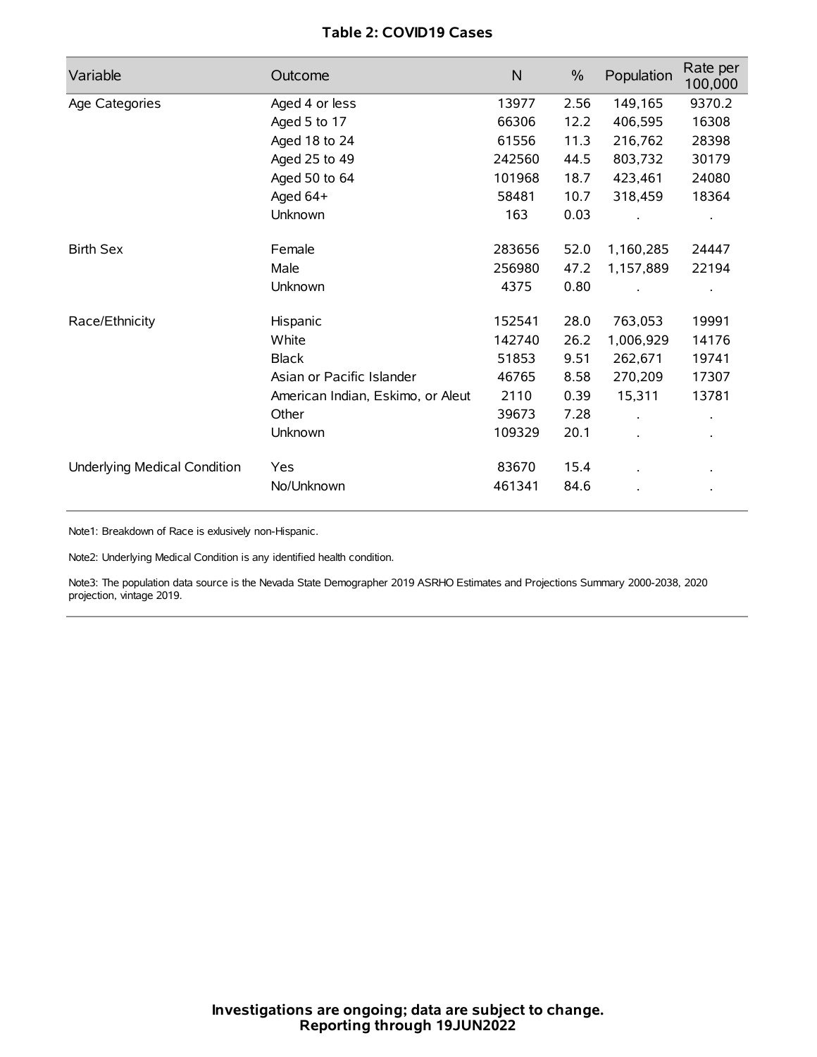# Table 2: COVID19 Cases

| Variable | Outcome | N | % | Population | Rate per 100,000 |
|---|---|---|---|---|---|
| Age Categories | Aged 4 or less | 13977 | 2.56 | 149,165 | 9370.2 |
| | Aged 5 to 17 | 66306 | 12.2 | 406,595 | 16308 |
| | Aged 18 to 24 | 61556 | 11.3 | 216,762 | 28398 |
| | Aged 25 to 49 | 242560 | 44.5 | 803,732 | 30179 |
| | Aged 50 to 64 | 101968 | 18.7 | 423,461 | 24080 |
| | Aged 64+ | 58481 | 10.7 | 318,459 | 18364 |
| | Unknown | 163 | 0.03 | . | . |
| Birth Sex | Female | 283656 | 52.0 | 1,160,285 | 24447 |
| | Male | 256980 | 47.2 | 1,157,889 | 22194 |
| | Unknown | 4375 | 0.80 | . | . |
| Race/Ethnicity | Hispanic | 152541 | 28.0 | 763,053 | 19991 |
| | White | 142740 | 26.2 | 1,006,929 | 14176 |
| | Black | 51853 | 9.51 | 262,671 | 19741 |
| | Asian or Pacific Islander | 46765 | 8.58 | 270,209 | 17307 |
| | American Indian, Eskimo, or Aleut | 2110 | 0.39 | 15,311 | 13781 |
| | Other | 39673 | 7.28 | . | . |
| | Unknown | 109329 | 20.1 | . | . |
| Underlying Medical Condition | Yes | 83670 | 15.4 | . | . |
| | No/Unknown | 461341 | 84.6 | . | . |

Note1: Breakdown of Race is exlusively non-Hispanic.

Note2: Underlying Medical Condition is any identified health condition.

Note3: The population data source is the Nevada State Demographer 2019 ASRHO Estimates and Projections Summary 2000-2038, 2020 projection, vintage 2019.

**Investigations are ongoing; data are subject to change.**
**Reporting through 19JUN2022**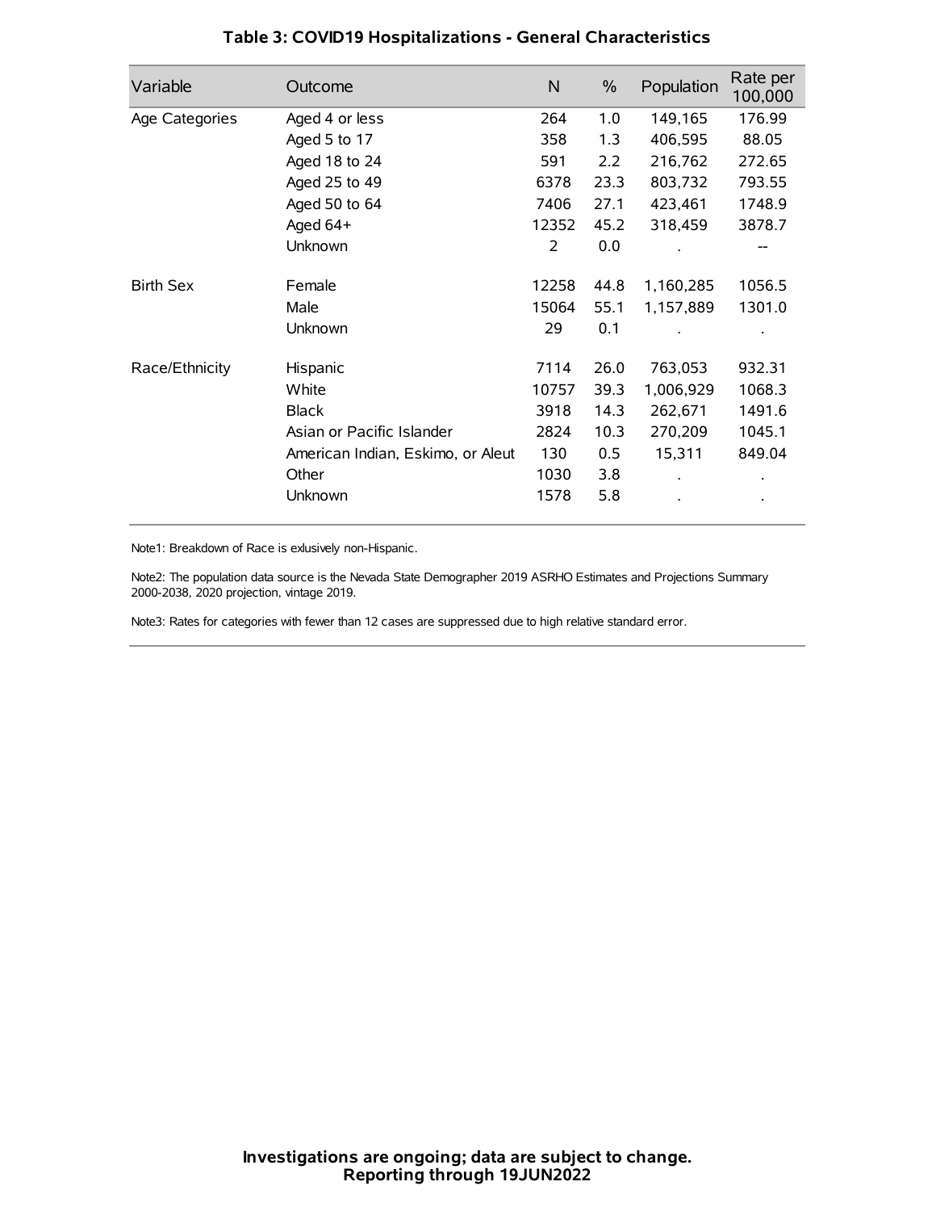# Table 3: COVID19 Hospitalizations - General Characteristics

| Variable | Outcome | N | % | Population | Rate per 100,000 |
|---|---|---|---|---|---|
| Age Categories | Aged 4 or less | 264 | 1.0 | 149,165 | 176.99 |
| | Aged 5 to 17 | 358 | 1.3 | 406,595 | 88.05 |
| | Aged 18 to 24 | 591 | 2.2 | 216,762 | 272.65 |
| | Aged 25 to 49 | 6378 | 23.3 | 803,732 | 793.55 |
| | Aged 50 to 64 | 7406 | 27.1 | 423,461 | 1748.9 |
| | Aged 64+ | 12352 | 45.2 | 318,459 | 3878.7 |
| | Unknown | 2 | 0.0 | . | -- |
| Birth Sex | Female | 12258 | 44.8 | 1,160,285 | 1056.5 |
| | Male | 15064 | 55.1 | 1,157,889 | 1301.0 |
| | Unknown | 29 | 0.1 | . | . |
| Race/Ethnicity | Hispanic | 7114 | 26.0 | 763,053 | 932.31 |
| | White | 10757 | 39.3 | 1,006,929 | 1068.3 |
| | Black | 3918 | 14.3 | 262,671 | 1491.6 |
| | Asian or Pacific Islander | 2824 | 10.3 | 270,209 | 1045.1 |
| | American Indian, Eskimo, or Aleut | 130 | 0.5 | 15,311 | 849.04 |
| | Other | 1030 | 3.8 | . | . |
| | Unknown | 1578 | 5.8 | . | . |

Note1: Breakdown of Race is exlusively non-Hispanic.

Note2: The population data source is the Nevada State Demographer 2019 ASRHO Estimates and Projections Summary 2000-2038, 2020 projection, vintage 2019.

Note3: Rates for categories with fewer than 12 cases are suppressed due to high relative standard error.

**Investigations are ongoing; data are subject to change.**
**Reporting through 19JUN2022**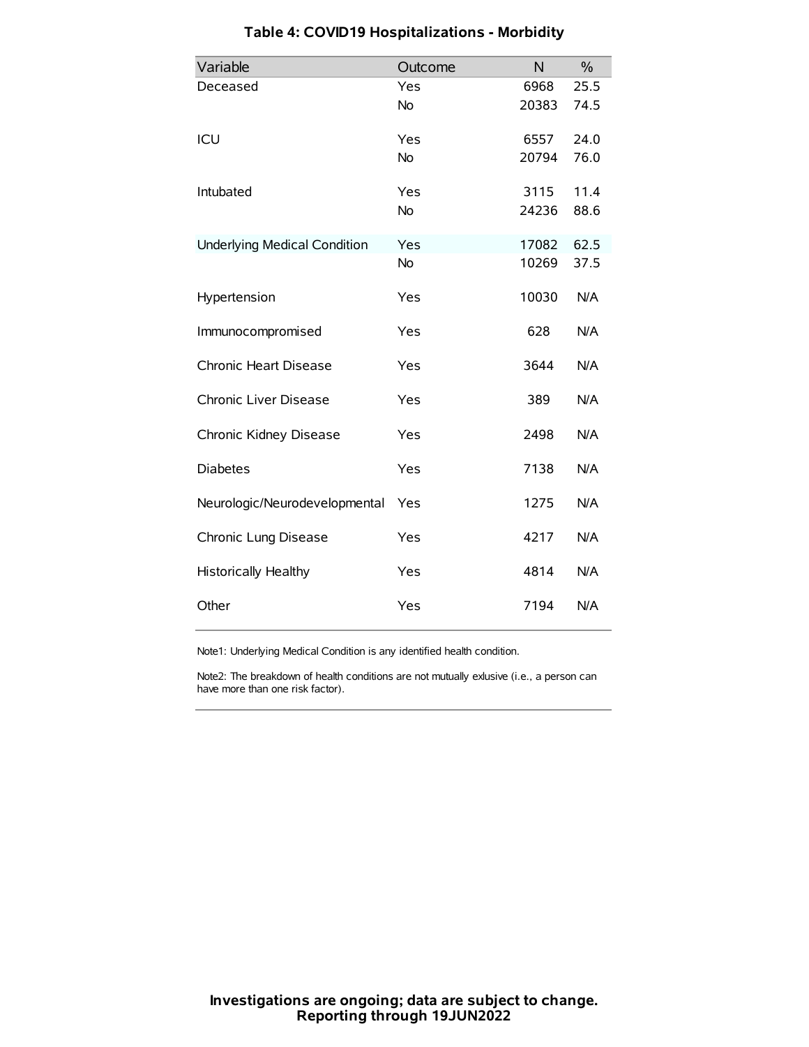# Table 4: COVID19 Hospitalizations - Morbidity

| Variable | Outcome | N | % |
|---|---|---|---|
| Deceased | Yes | 6968 | 25.5 |
| | No | 20383 | 74.5 |
| ICU | Yes | 6557 | 24.0 |
| | No | 20794 | 76.0 |
| Intubated | Yes | 3115 | 11.4 |
| | No | 24236 | 88.6 |
| Underlying Medical Condition | Yes | 17082 | 62.5 |
| | No | 10269 | 37.5 |
| Hypertension | Yes | 10030 | N/A |
| Immunocompromised | Yes | 628 | N/A |
| Chronic Heart Disease | Yes | 3644 | N/A |
| Chronic Liver Disease | Yes | 389 | N/A |
| Chronic Kidney Disease | Yes | 2498 | N/A |
| Diabetes | Yes | 7138 | N/A |
| Neurologic/Neurodevelopmental | Yes | 1275 | N/A |
| Chronic Lung Disease | Yes | 4217 | N/A |
| Historically Healthy | Yes | 4814 | N/A |
| Other | Yes | 7194 | N/A |

Note1: Underlying Medical Condition is any identified health condition.

Note2: The breakdown of health conditions are not mutually exlusive (i.e., a person can have more than one risk factor).

**Investigations are ongoing; data are subject to change.**
**Reporting through 19JUN2022**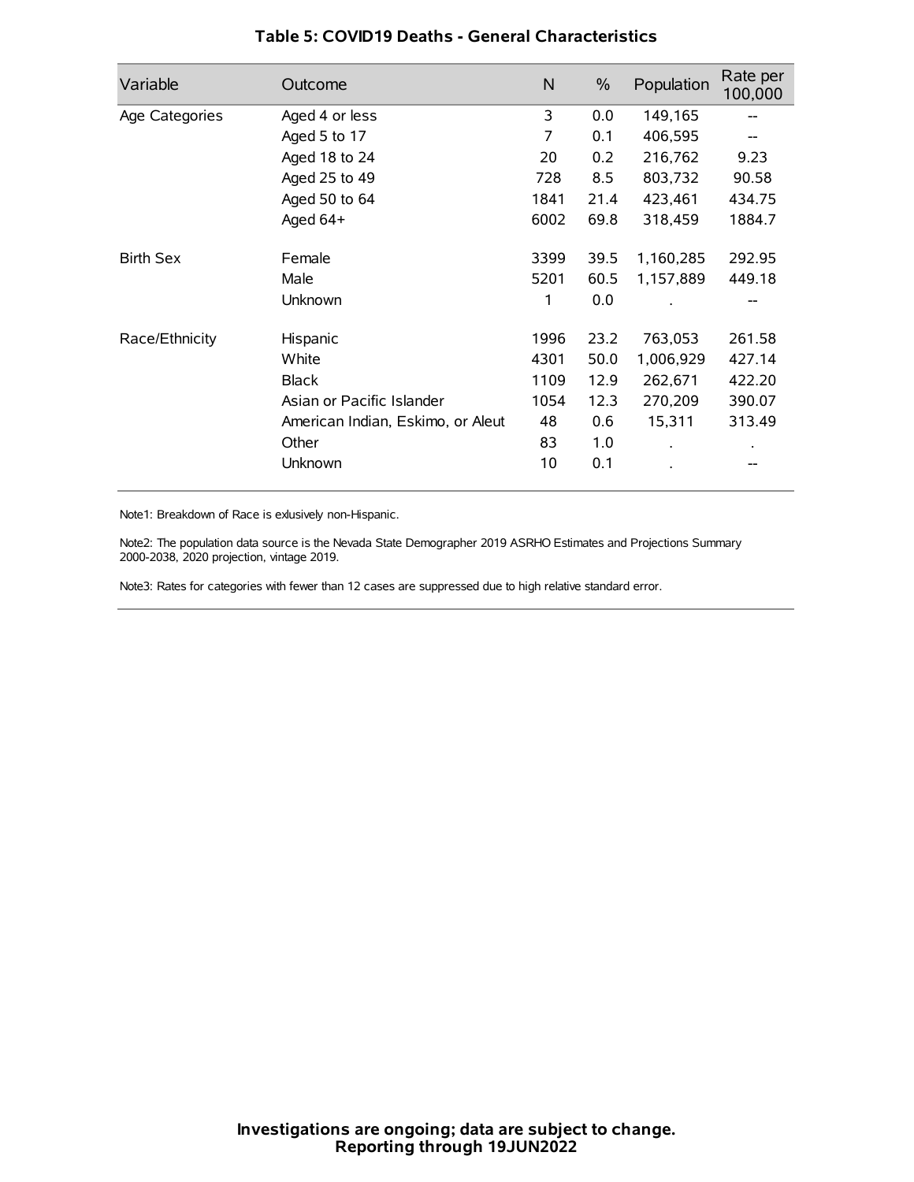# Table 5: COVID19 Deaths - General Characteristics

| Variable | Outcome | N | % | Population | Rate per 100,000 |
|---|---|---|---|---|---|
| Age Categories | Aged 4 or less | 3 | 0.0 | 149,165 | -- |
| | Aged 5 to 17 | 7 | 0.1 | 406,595 | -- |
| | Aged 18 to 24 | 20 | 0.2 | 216,762 | 9.23 |
| | Aged 25 to 49 | 728 | 8.5 | 803,732 | 90.58 |
| | Aged 50 to 64 | 1841 | 21.4 | 423,461 | 434.75 |
| | Aged 64+ | 6002 | 69.8 | 318,459 | 1884.7 |
| Birth Sex | Female | 3399 | 39.5 | 1,160,285 | 292.95 |
| | Male | 5201 | 60.5 | 1,157,889 | 449.18 |
| | Unknown | 1 | 0.0 | . | -- |
| Race/Ethnicity | Hispanic | 1996 | 23.2 | 763,053 | 261.58 |
| | White | 4301 | 50.0 | 1,006,929 | 427.14 |
| | Black | 1109 | 12.9 | 262,671 | 422.20 |
| | Asian or Pacific Islander | 1054 | 12.3 | 270,209 | 390.07 |
| | American Indian, Eskimo, or Aleut | 48 | 0.6 | 15,311 | 313.49 |
| | Other | 83 | 1.0 | . | . |
| | Unknown | 10 | 0.1 | . | -- |

Note1: Breakdown of Race is exlusively non-Hispanic.

Note2: The population data source is the Nevada State Demographer 2019 ASRHO Estimates and Projections Summary 2000-2038, 2020 projection, vintage 2019.

Note3: Rates for categories with fewer than 12 cases are suppressed due to high relative standard error.

**Investigations are ongoing; data are subject to change.**
**Reporting through 19JUN2022**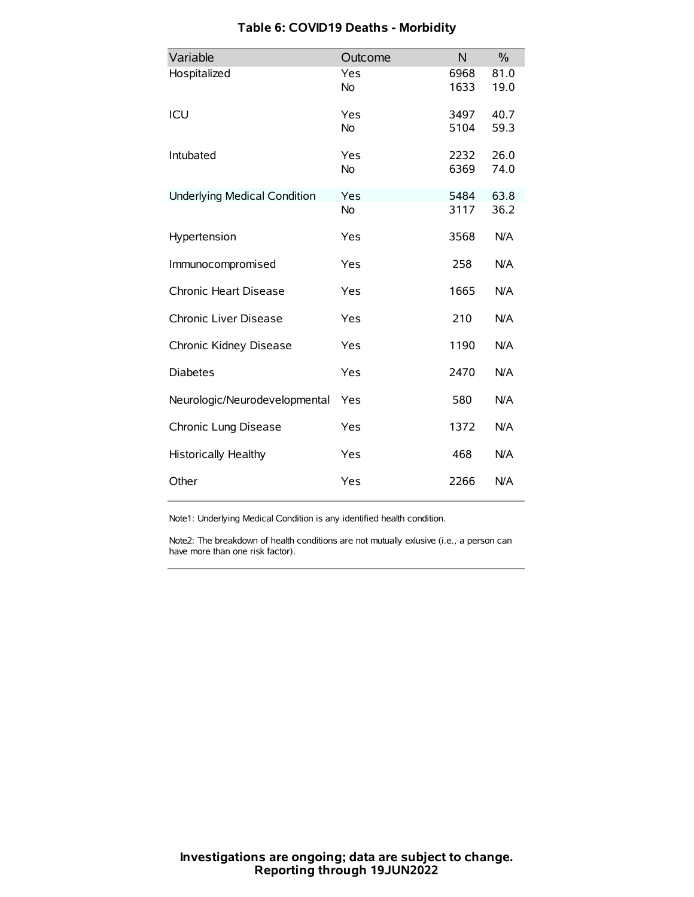## Table 6: COVID19 Deaths - Morbidity

| Variable | Outcome | N | % |
|---|---|---|---|
| Hospitalized | Yes | 6968 | 81.0 |
| | No | 1633 | 19.0 |
| ICU | Yes | 3497 | 40.7 |
| | No | 5104 | 59.3 |
| Intubated | Yes | 2232 | 26.0 |
| | No | 6369 | 74.0 |
| Underlying Medical Condition | Yes | 5484 | 63.8 |
| | No | 3117 | 36.2 |
| Hypertension | Yes | 3568 | N/A |
| Immunocompromised | Yes | 258 | N/A |
| Chronic Heart Disease | Yes | 1665 | N/A |
| Chronic Liver Disease | Yes | 210 | N/A |
| Chronic Kidney Disease | Yes | 1190 | N/A |
| Diabetes | Yes | 2470 | N/A |
| Neurologic/Neurodevelopmental | Yes | 580 | N/A |
| Chronic Lung Disease | Yes | 1372 | N/A |
| Historically Healthy | Yes | 468 | N/A |
| Other | Yes | 2266 | N/A |

Note1: Underlying Medical Condition is any identified health condition.

Note2: The breakdown of health conditions are not mutually exlusive (i.e., a person can have more than one risk factor).

**Investigations are ongoing; data are subject to change.**
**Reporting through 19JUN2022**